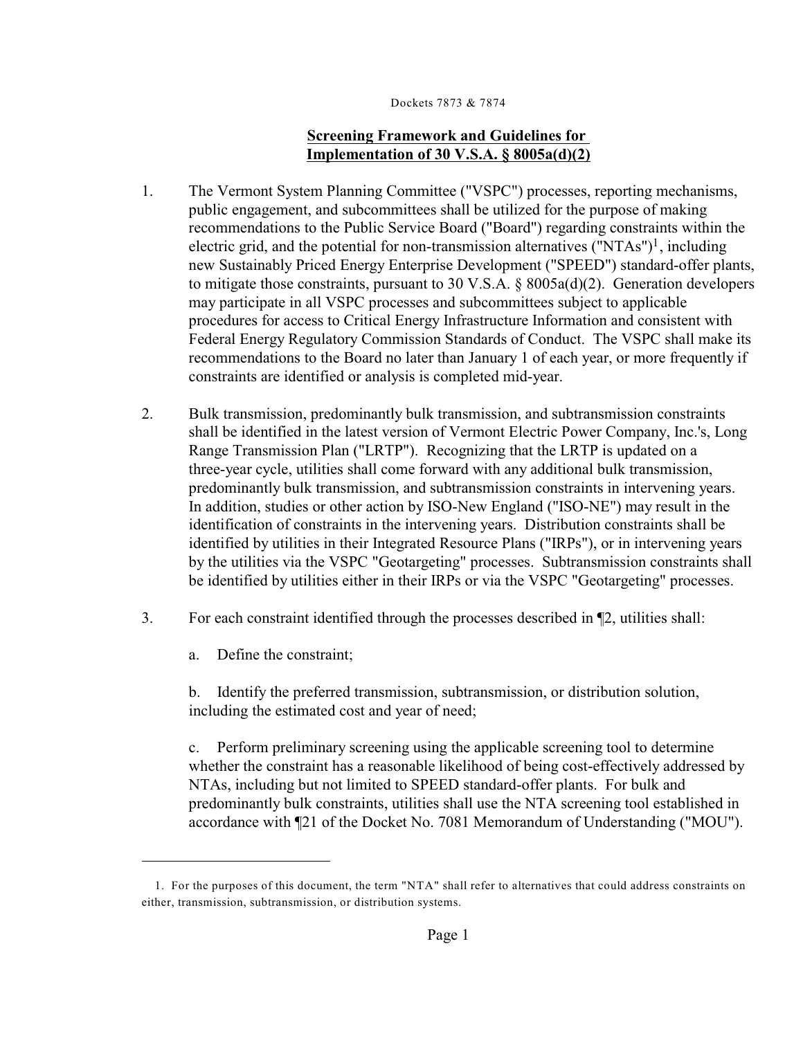Dockets 7873 & 7874

## Screening Framework and Guidelines for Implementation of 30 V.S.A. § 8005a(d)(2)

1. The Vermont System Planning Committee ("VSPC") processes, reporting mechanisms, public engagement, and subcommittees shall be utilized for the purpose of making recommendations to the Public Service Board ("Board") regarding constraints within the electric grid, and the potential for non-transmission alternatives ("NTAs")[1], including new Sustainably Priced Energy Enterprise Development ("SPEED") standard-offer plants, to mitigate those constraints, pursuant to 30 V.S.A. § 8005a(d)(2). Generation developers may participate in all VSPC processes and subcommittees subject to applicable procedures for access to Critical Energy Infrastructure Information and consistent with Federal Energy Regulatory Commission Standards of Conduct. The VSPC shall make its recommendations to the Board no later than January 1 of each year, or more frequently if constraints are identified or analysis is completed mid-year.

2. Bulk transmission, predominantly bulk transmission, and subtransmission constraints shall be identified in the latest version of Vermont Electric Power Company, Inc.'s, Long Range Transmission Plan ("LRTP"). Recognizing that the LRTP is updated on a three-year cycle, utilities shall come forward with any additional bulk transmission, predominantly bulk transmission, and subtransmission constraints in intervening years. In addition, studies or other action by ISO-New England ("ISO-NE") may result in the identification of constraints in the intervening years. Distribution constraints shall be identified by utilities in their Integrated Resource Plans ("IRPs"), or in intervening years by the utilities via the VSPC "Geotargeting" processes. Subtransmission constraints shall be identified by utilities either in their IRPs or via the VSPC "Geotargeting" processes.

3. For each constraint identified through the processes described in ¶2, utilities shall:

   a. Define the constraint;

   b. Identify the preferred transmission, subtransmission, or distribution solution, including the estimated cost and year of need;

   c. Perform preliminary screening using the applicable screening tool to determine whether the constraint has a reasonable likelihood of being cost-effectively addressed by NTAs, including but not limited to SPEED standard-offer plants. For bulk and predominantly bulk constraints, utilities shall use the NTA screening tool established in accordance with ¶21 of the Docket No. 7081 Memorandum of Understanding ("MOU").

---

1. For the purposes of this document, the term "NTA" shall refer to alternatives that could address constraints on either, transmission, subtransmission, or distribution systems.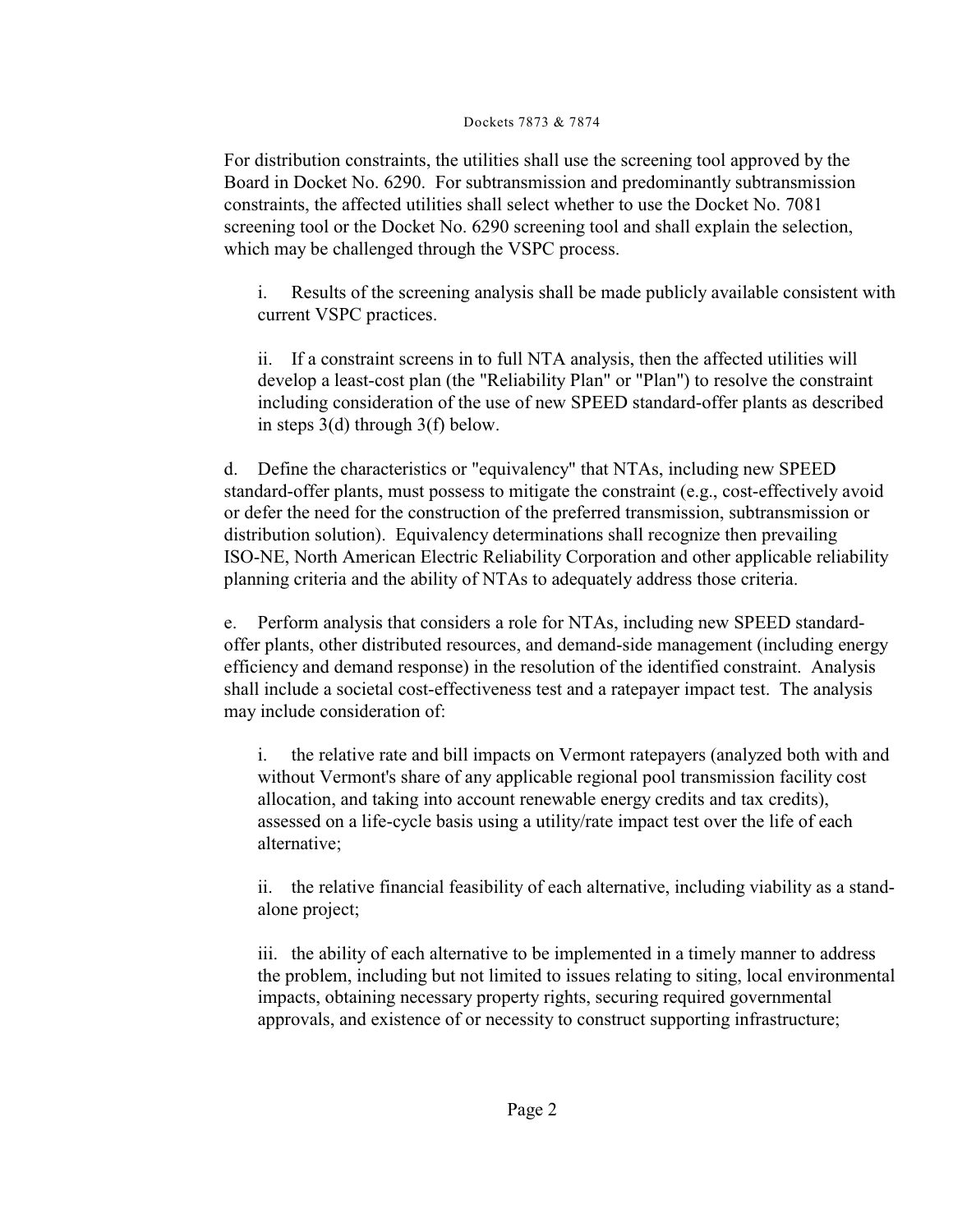For distribution constraints, the utilities shall use the screening tool approved by the Board in Docket No. 6290. For subtransmission and predominantly subtransmission constraints, the affected utilities shall select whether to use the Docket No. 7081 screening tool or the Docket No. 6290 screening tool and shall explain the selection, which may be challenged through the VSPC process.

i. Results of the screening analysis shall be made publicly available consistent with current VSPC practices.

ii. If a constraint screens in to full NTA analysis, then the affected utilities will develop a least-cost plan (the "Reliability Plan" or "Plan") to resolve the constraint including consideration of the use of new SPEED standard-offer plants as described in steps 3(d) through 3(f) below.

d. Define the characteristics or "equivalency" that NTAs, including new SPEED standard-offer plants, must possess to mitigate the constraint (e.g., cost-effectively avoid or defer the need for the construction of the preferred transmission, subtransmission or distribution solution). Equivalency determinations shall recognize then prevailing ISO-NE, North American Electric Reliability Corporation and other applicable reliability planning criteria and the ability of NTAs to adequately address those criteria.

e. Perform analysis that considers a role for NTAs, including new SPEED standard-offer plants, other distributed resources, and demand-side management (including energy efficiency and demand response) in the resolution of the identified constraint. Analysis shall include a societal cost-effectiveness test and a ratepayer impact test. The analysis may include consideration of:

i. the relative rate and bill impacts on Vermont ratepayers (analyzed both with and without Vermont's share of any applicable regional pool transmission facility cost allocation, and taking into account renewable energy credits and tax credits), assessed on a life-cycle basis using a utility/rate impact test over the life of each alternative;

ii. the relative financial feasibility of each alternative, including viability as a stand-alone project;

iii. the ability of each alternative to be implemented in a timely manner to address the problem, including but not limited to issues relating to siting, local environmental impacts, obtaining necessary property rights, securing required governmental approvals, and existence of or necessity to construct supporting infrastructure;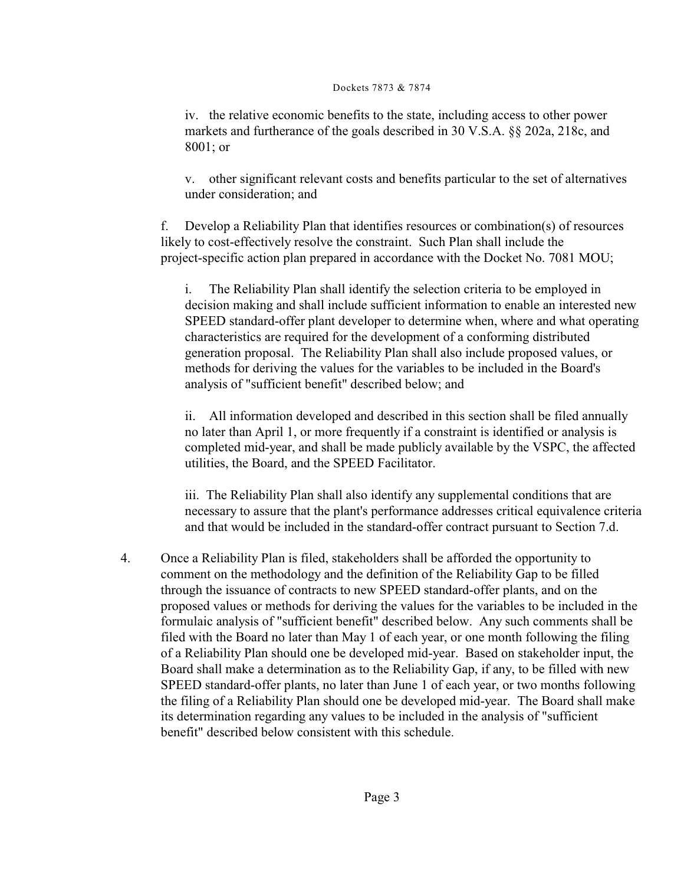iv. the relative economic benefits to the state, including access to other power markets and furtherance of the goals described in 30 V.S.A. §§ 202a, 218c, and 8001; or

v. other significant relevant costs and benefits particular to the set of alternatives under consideration; and

f. Develop a Reliability Plan that identifies resources or combination(s) of resources likely to cost-effectively resolve the constraint. Such Plan shall include the project-specific action plan prepared in accordance with the Docket No. 7081 MOU;

i. The Reliability Plan shall identify the selection criteria to be employed in decision making and shall include sufficient information to enable an interested new SPEED standard-offer plant developer to determine when, where and what operating characteristics are required for the development of a conforming distributed generation proposal. The Reliability Plan shall also include proposed values, or methods for deriving the values for the variables to be included in the Board's analysis of "sufficient benefit" described below; and

ii. All information developed and described in this section shall be filed annually no later than April 1, or more frequently if a constraint is identified or analysis is completed mid-year, and shall be made publicly available by the VSPC, the affected utilities, the Board, and the SPEED Facilitator.

iii. The Reliability Plan shall also identify any supplemental conditions that are necessary to assure that the plant's performance addresses critical equivalence criteria and that would be included in the standard-offer contract pursuant to Section 7.d.

4. Once a Reliability Plan is filed, stakeholders shall be afforded the opportunity to comment on the methodology and the definition of the Reliability Gap to be filled through the issuance of contracts to new SPEED standard-offer plants, and on the proposed values or methods for deriving the values for the variables to be included in the formulaic analysis of "sufficient benefit" described below. Any such comments shall be filed with the Board no later than May 1 of each year, or one month following the filing of a Reliability Plan should one be developed mid-year. Based on stakeholder input, the Board shall make a determination as to the Reliability Gap, if any, to be filled with new SPEED standard-offer plants, no later than June 1 of each year, or two months following the filing of a Reliability Plan should one be developed mid-year. The Board shall make its determination regarding any values to be included in the analysis of "sufficient benefit" described below consistent with this schedule.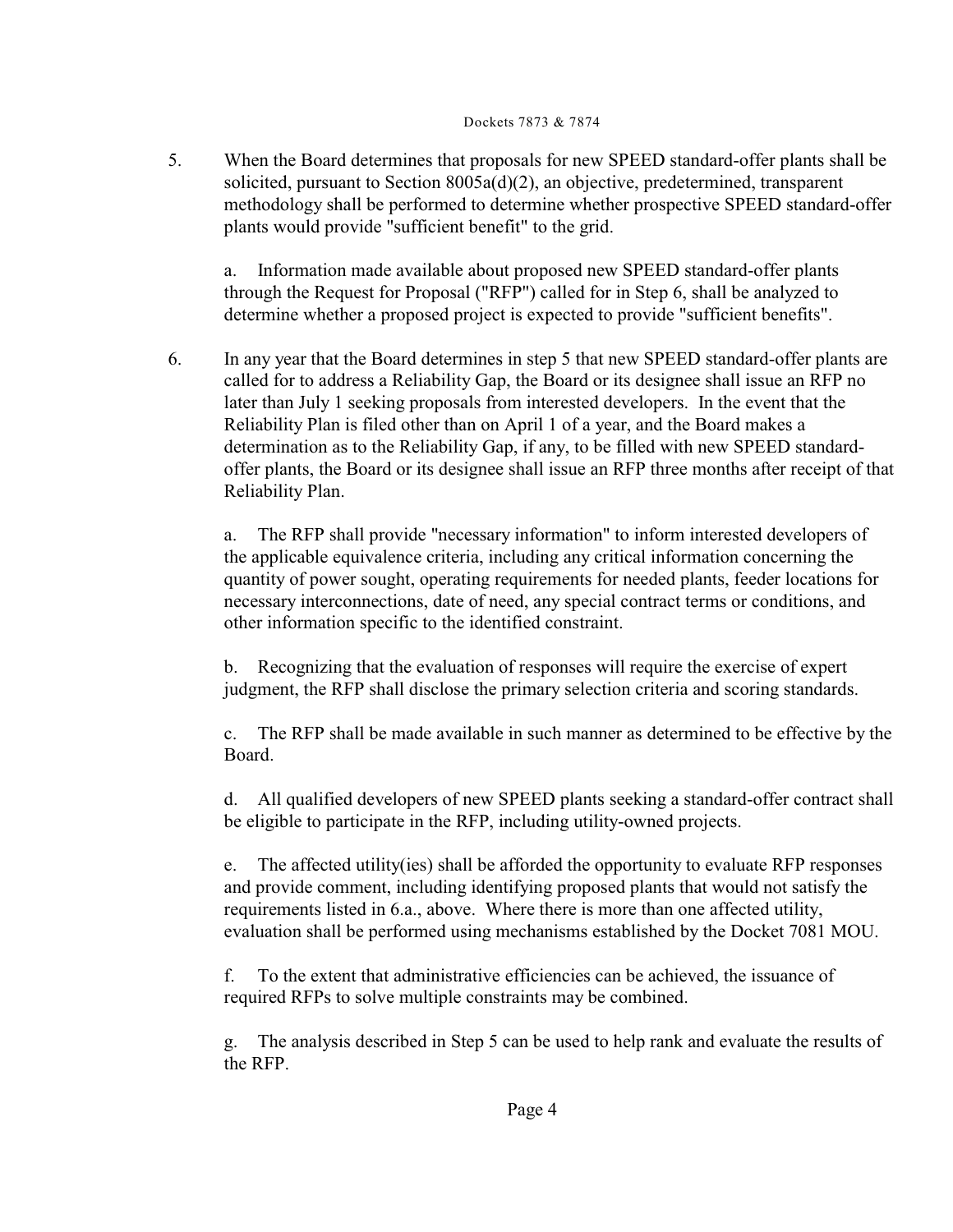5. When the Board determines that proposals for new SPEED standard-offer plants shall be solicited, pursuant to Section 8005a(d)(2), an objective, predetermined, transparent methodology shall be performed to determine whether prospective SPEED standard-offer plants would provide "sufficient benefit" to the grid.

   a. Information made available about proposed new SPEED standard-offer plants through the Request for Proposal ("RFP") called for in Step 6, shall be analyzed to determine whether a proposed project is expected to provide "sufficient benefits".

6. In any year that the Board determines in step 5 that new SPEED standard-offer plants are called for to address a Reliability Gap, the Board or its designee shall issue an RFP no later than July 1 seeking proposals from interested developers. In the event that the Reliability Plan is filed other than on April 1 of a year, and the Board makes a determination as to the Reliability Gap, if any, to be filled with new SPEED standard-offer plants, the Board or its designee shall issue an RFP three months after receipt of that Reliability Plan.

   a. The RFP shall provide "necessary information" to inform interested developers of the applicable equivalence criteria, including any critical information concerning the quantity of power sought, operating requirements for needed plants, feeder locations for necessary interconnections, date of need, any special contract terms or conditions, and other information specific to the identified constraint.

   b. Recognizing that the evaluation of responses will require the exercise of expert judgment, the RFP shall disclose the primary selection criteria and scoring standards.

   c. The RFP shall be made available in such manner as determined to be effective by the Board.

   d. All qualified developers of new SPEED plants seeking a standard-offer contract shall be eligible to participate in the RFP, including utility-owned projects.

   e. The affected utility(ies) shall be afforded the opportunity to evaluate RFP responses and provide comment, including identifying proposed plants that would not satisfy the requirements listed in 6.a., above. Where there is more than one affected utility, evaluation shall be performed using mechanisms established by the Docket 7081 MOU.

   f. To the extent that administrative efficiencies can be achieved, the issuance of required RFPs to solve multiple constraints may be combined.

   g. The analysis described in Step 5 can be used to help rank and evaluate the results of the RFP.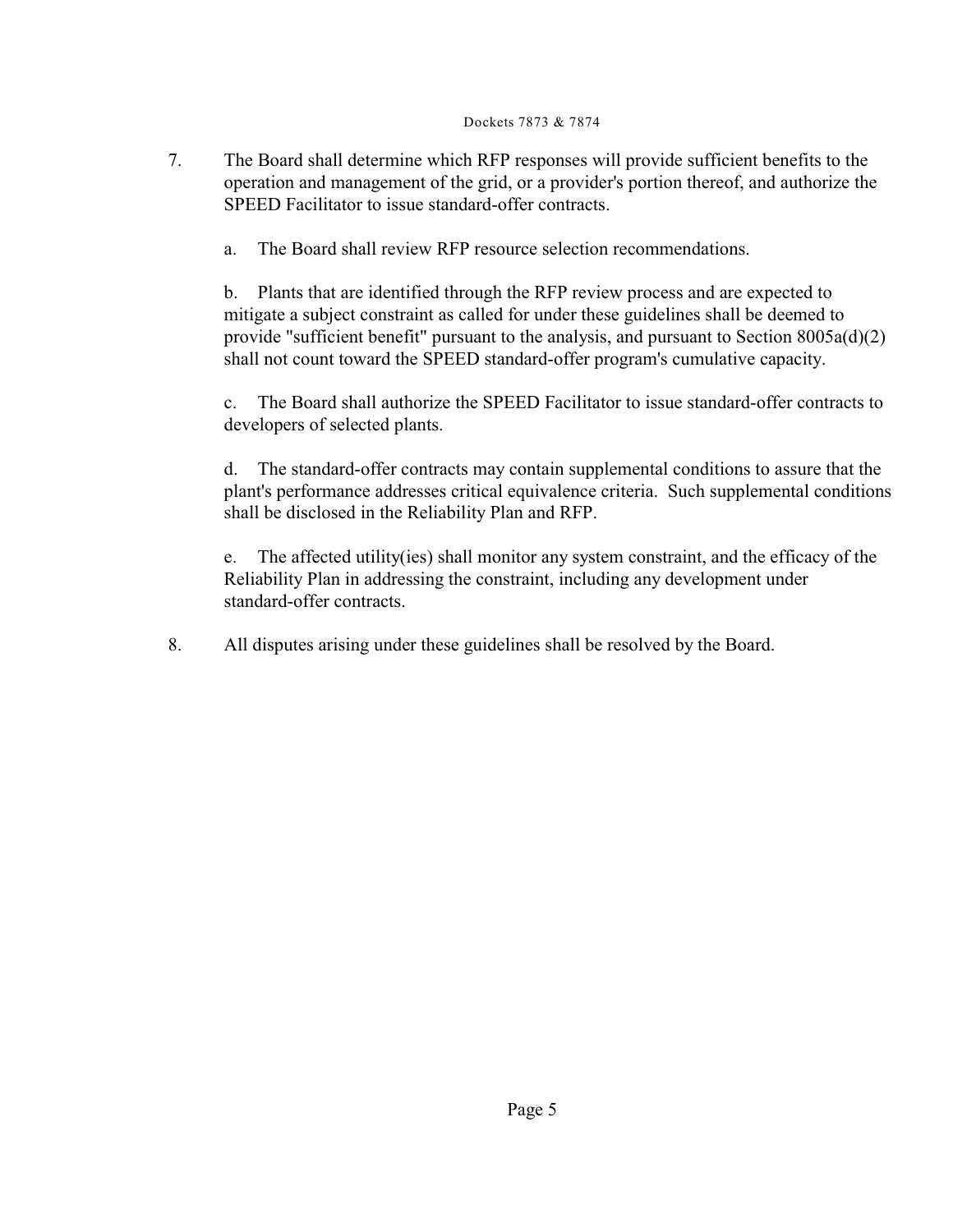7. The Board shall determine which RFP responses will provide sufficient benefits to the operation and management of the grid, or a provider's portion thereof, and authorize the SPEED Facilitator to issue standard-offer contracts.

   a. The Board shall review RFP resource selection recommendations.

   b. Plants that are identified through the RFP review process and are expected to mitigate a subject constraint as called for under these guidelines shall be deemed to provide "sufficient benefit" pursuant to the analysis, and pursuant to Section 8005a(d)(2) shall not count toward the SPEED standard-offer program's cumulative capacity.

   c. The Board shall authorize the SPEED Facilitator to issue standard-offer contracts to developers of selected plants.

   d. The standard-offer contracts may contain supplemental conditions to assure that the plant's performance addresses critical equivalence criteria. Such supplemental conditions shall be disclosed in the Reliability Plan and RFP.

   e. The affected utility(ies) shall monitor any system constraint, and the efficacy of the Reliability Plan in addressing the constraint, including any development under standard-offer contracts.

8. All disputes arising under these guidelines shall be resolved by the Board.